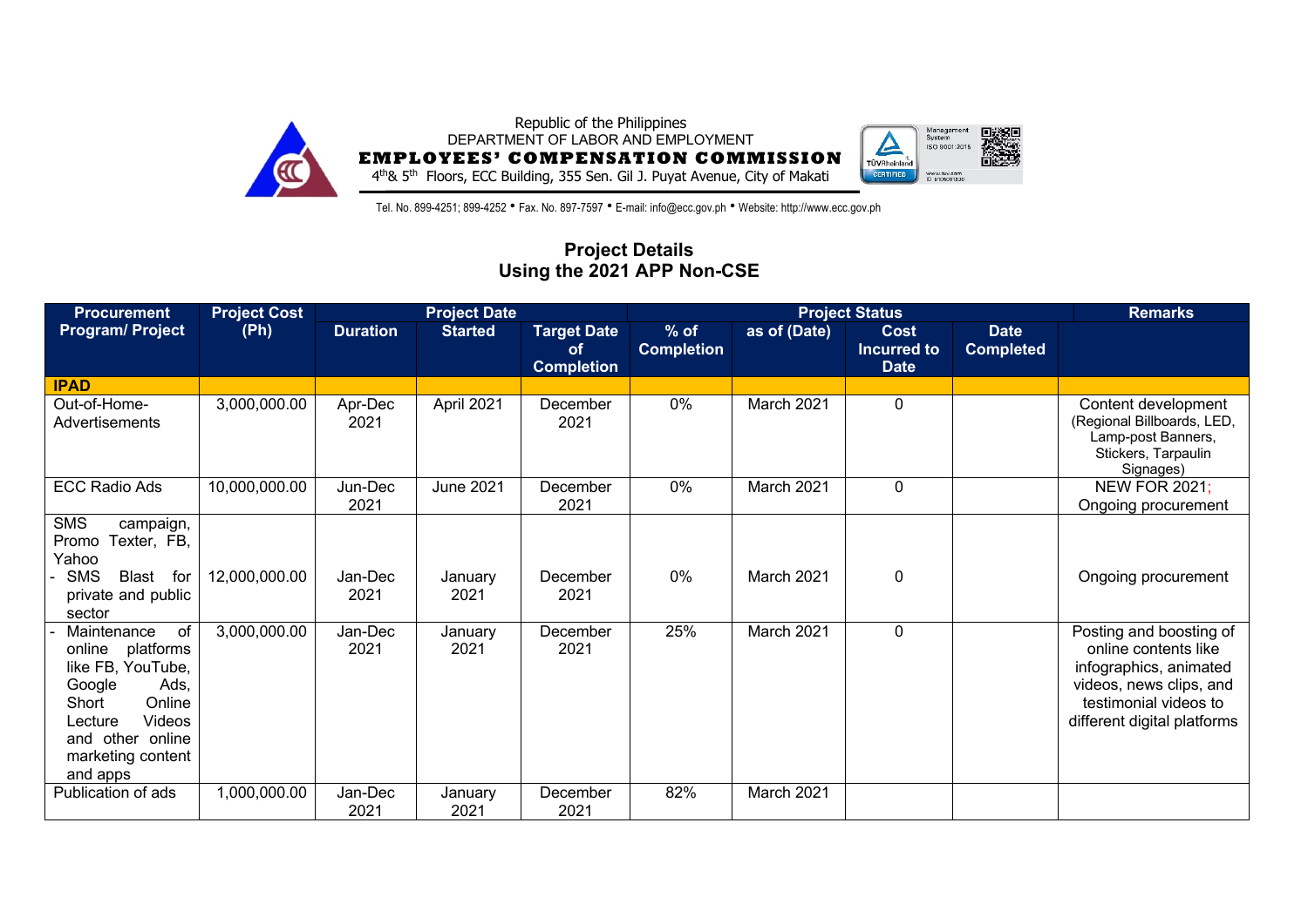Republic of the Philippines
DEPARTMENT OF LABOR AND EMPLOYMENT
**EMPLOYEES' COMPENSATION COMMISSION**
4th& 5th Floors, ECC Building, 355 Sen. Gil J. Puyat Avenue, City of Makati

Tel. No. 899-4251; 899-4252 • Fax. No. 897-7597 • E-mail: info@ecc.gov.ph • Website: http://www.ecc.gov.ph

## Project Details
## Using the 2021 APP Non-CSE

| Procurement Program/ Project | Project Cost (Ph) | Project Date | | | Project Status | | | | Remarks |
|---|---|---|---|---|---|---|---|---|---|
| | | Duration | Started | Target Date of Completion | % of Completion | as of (Date) | Cost Incurred to Date | Date Completed | |
| **IPAD** | | | | | | | | | |
| Out-of-Home-Advertisements | 3,000,000.00 | Apr-Dec 2021 | April 2021 | December 2021 | 0% | March 2021 | 0 | | Content development (Regional Billboards, LED, Lamp-post Banners, Stickers, Tarpaulin Signages) |
| ECC Radio Ads | 10,000,000.00 | Jun-Dec 2021 | June 2021 | December 2021 | 0% | March 2021 | 0 | | NEW FOR 2021; Ongoing procurement |
| SMS campaign, Promo Texter, FB, Yahoo<br>- SMS Blast for private and public sector | 12,000,000.00 | Jan-Dec 2021 | January 2021 | December 2021 | 0% | March 2021 | 0 | | Ongoing procurement |
| - Maintenance of online platforms like FB, YouTube, Google Ads, Short Online Lecture Videos and other online marketing content and apps | 3,000,000.00 | Jan-Dec 2021 | January 2021 | December 2021 | 25% | March 2021 | 0 | | Posting and boosting of online contents like infographics, animated videos, news clips, and testimonial videos to different digital platforms |
| Publication of ads | 1,000,000.00 | Jan-Dec 2021 | January 2021 | December 2021 | 82% | March 2021 | | | |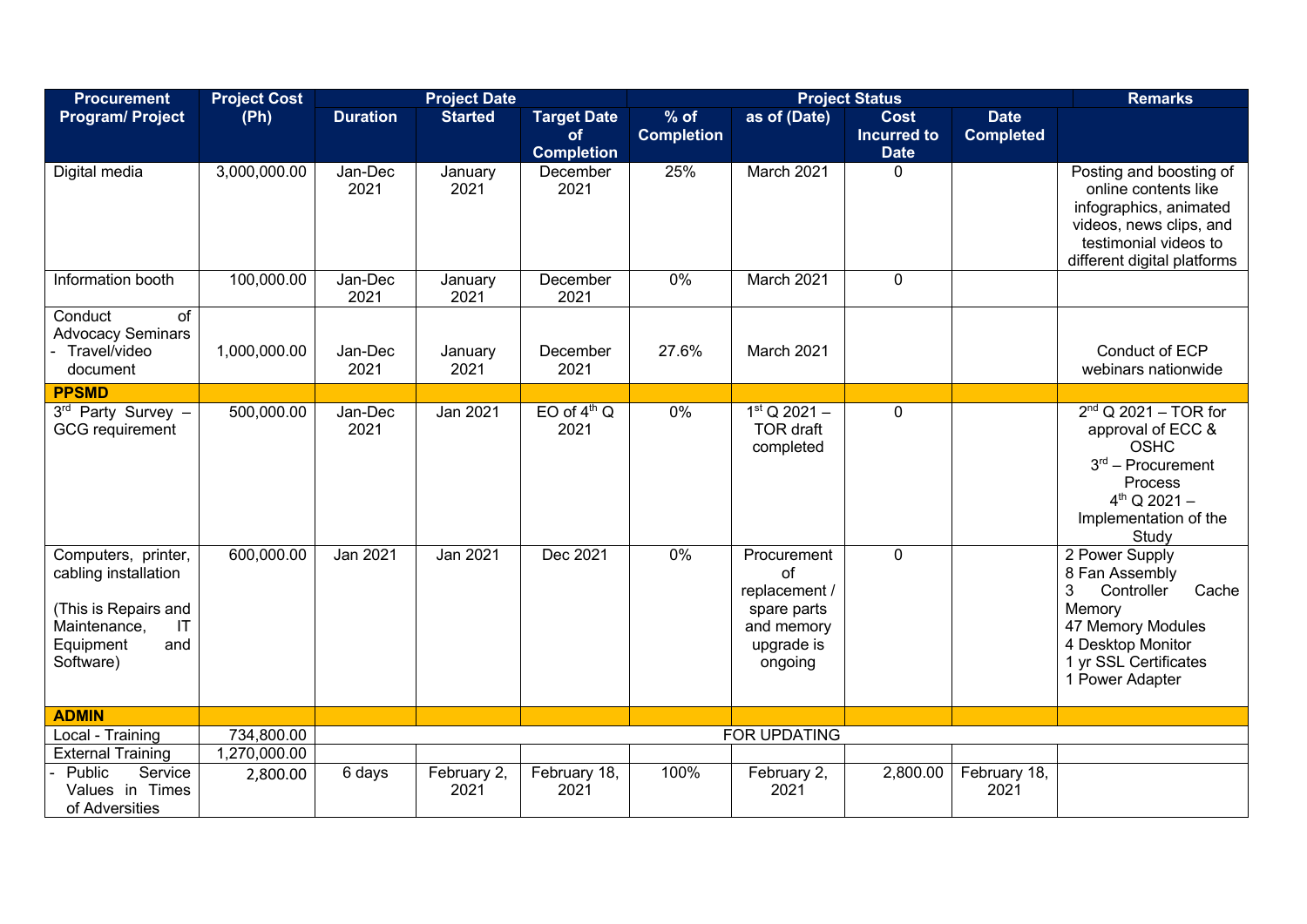| Procurement Program/ Project | Project Cost (Ph) | Project Date | | | Project Status | | | | Remarks |
|---|---|---|---|---|---|---|---|---|---|
| | | Duration | Started | Target Date of Completion | % of Completion | as of (Date) | Cost Incurred to Date | Date Completed | |
| Digital media | 3,000,000.00 | Jan-Dec 2021 | January 2021 | December 2021 | 25% | March 2021 | 0 | | Posting and boosting of online contents like infographics, animated videos, news clips, and testimonial videos to different digital platforms |
| Information booth | 100,000.00 | Jan-Dec 2021 | January 2021 | December 2021 | 0% | March 2021 | 0 | | |
| Conduct of Advocacy Seminars - Travel/video document | 1,000,000.00 | Jan-Dec 2021 | January 2021 | December 2021 | 27.6% | March 2021 | | | Conduct of ECP webinars nationwide |
| **PPSMD** | | | | | | | | | |
| 3rd Party Survey – GCG requirement | 500,000.00 | Jan-Dec 2021 | Jan 2021 | EO of 4th Q 2021 | 0% | 1st Q 2021 – TOR draft completed | 0 | | 2nd Q 2021 – TOR for approval of ECC & OSHC<br>3rd – Procurement Process<br>4th Q 2021 – Implementation of the Study |
| Computers, printer, cabling installation<br><br>(This is Repairs and Maintenance, IT Equipment and Software) | 600,000.00 | Jan 2021 | Jan 2021 | Dec 2021 | 0% | Procurement of replacement / spare parts and memory upgrade is ongoing | 0 | | 2 Power Supply<br>8 Fan Assembly<br>3 Controller Cache Memory<br>47 Memory Modules<br>4 Desktop Monitor<br>1 yr SSL Certificates<br>1 Power Adapter |
| **ADMIN** | | | | | | | | | |
| Local - Training | 734,800.00 | FOR UPDATING | | | | | | | |
| External Training | 1,270,000.00 | | | | | | | | |
| - Public Service Values in Times of Adversities | 2,800.00 | 6 days | February 2, 2021 | February 18, 2021 | 100% | February 2, 2021 | 2,800.00 | February 18, 2021 | |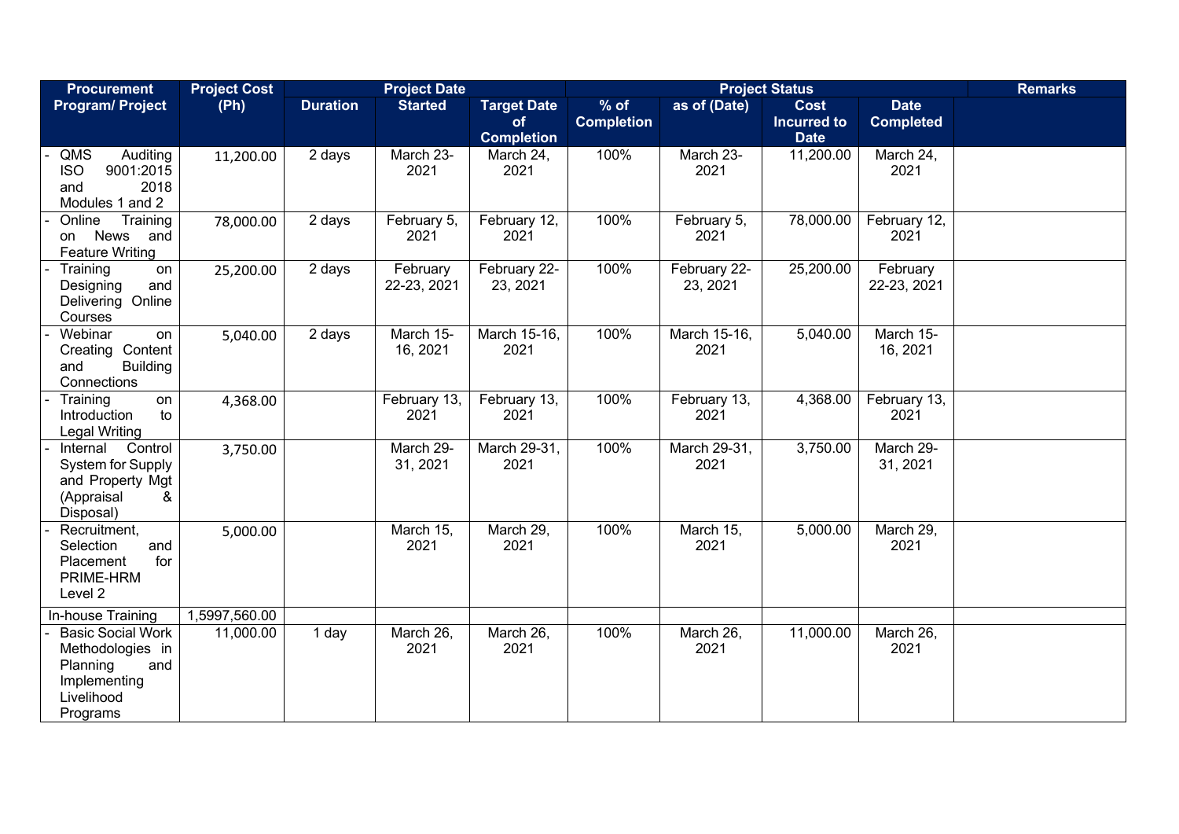| Procurement Program/ Project | Project Cost (Ph) | Project Date | | | Project Status | | | | Remarks |
|---|---|---|---|---|---|---|---|---|---|
| | | Duration | Started | Target Date of Completion | % of Completion | as of (Date) | Cost Incurred to Date | Date Completed | |
| - QMS Auditing ISO 9001:2015 and 2018 Modules 1 and 2 | 11,200.00 | 2 days | March 23-2021 | March 24, 2021 | 100% | March 23-2021 | 11,200.00 | March 24, 2021 | |
| - Online Training on News and Feature Writing | 78,000.00 | 2 days | February 5, 2021 | February 12, 2021 | 100% | February 5, 2021 | 78,000.00 | February 12, 2021 | |
| - Training on Designing and Delivering Online Courses | 25,200.00 | 2 days | February 22-23, 2021 | February 22-23, 2021 | 100% | February 22-23, 2021 | 25,200.00 | February 22-23, 2021 | |
| - Webinar on Creating Content and Building Connections | 5,040.00 | 2 days | March 15-16, 2021 | March 15-16, 2021 | 100% | March 15-16, 2021 | 5,040.00 | March 15-16, 2021 | |
| - Training on Introduction to Legal Writing | 4,368.00 | | February 13, 2021 | February 13, 2021 | 100% | February 13, 2021 | 4,368.00 | February 13, 2021 | |
| - Internal Control System for Supply and Property Mgt (Appraisal & Disposal) | 3,750.00 | | March 29-31, 2021 | March 29-31, 2021 | 100% | March 29-31, 2021 | 3,750.00 | March 29-31, 2021 | |
| - Recruitment, Selection and Placement for PRIME-HRM Level 2 | 5,000.00 | | March 15, 2021 | March 29, 2021 | 100% | March 15, 2021 | 5,000.00 | March 29, 2021 | |
| In-house Training | 1,5997,560.00 | | | | | | | | |
| - Basic Social Work Methodologies in Planning and Implementing Livelihood Programs | 11,000.00 | 1 day | March 26, 2021 | March 26, 2021 | 100% | March 26, 2021 | 11,000.00 | March 26, 2021 | |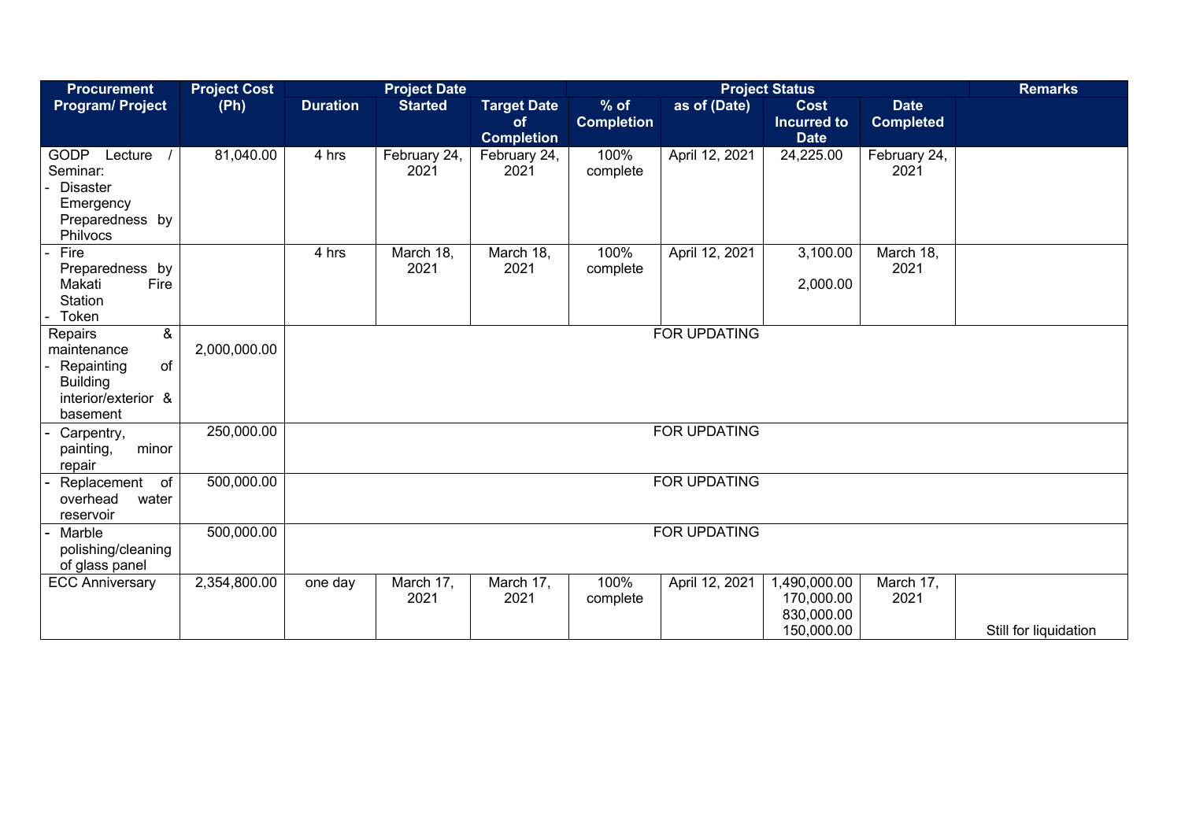| Procurement Program/ Project | Project Cost (Ph) | Project Date | | | Project Status | | | | Remarks |
|---|---|---|---|---|---|---|---|---|---|
| | | Duration | Started | Target Date of Completion | % of Completion | as of (Date) | Cost Incurred to Date | Date Completed | |
| GODP Lecture / Seminar:<br>- Disaster Emergency Preparedness by Philvocs | 81,040.00 | 4 hrs | February 24, 2021 | February 24, 2021 | 100% complete | April 12, 2021 | 24,225.00 | February 24, 2021 | |
| - Fire Preparedness by Makati Fire Station<br>- Token | | 4 hrs | March 18, 2021 | March 18, 2021 | 100% complete | April 12, 2021 | 3,100.00<br>2,000.00 | March 18, 2021 | |
| Repairs & maintenance<br>- Repainting of Building interior/exterior & basement | 2,000,000.00 | FOR UPDATING | | | | | | | |
| - Carpentry, painting, minor repair | 250,000.00 | FOR UPDATING | | | | | | | |
| - Replacement of overhead water reservoir | 500,000.00 | FOR UPDATING | | | | | | | |
| - Marble polishing/cleaning of glass panel | 500,000.00 | FOR UPDATING | | | | | | | |
| ECC Anniversary | 2,354,800.00 | one day | March 17, 2021 | March 17, 2021 | 100% complete | April 12, 2021 | 1,490,000.00<br>170,000.00<br>830,000.00<br>150,000.00 | March 17, 2021 | Still for liquidation |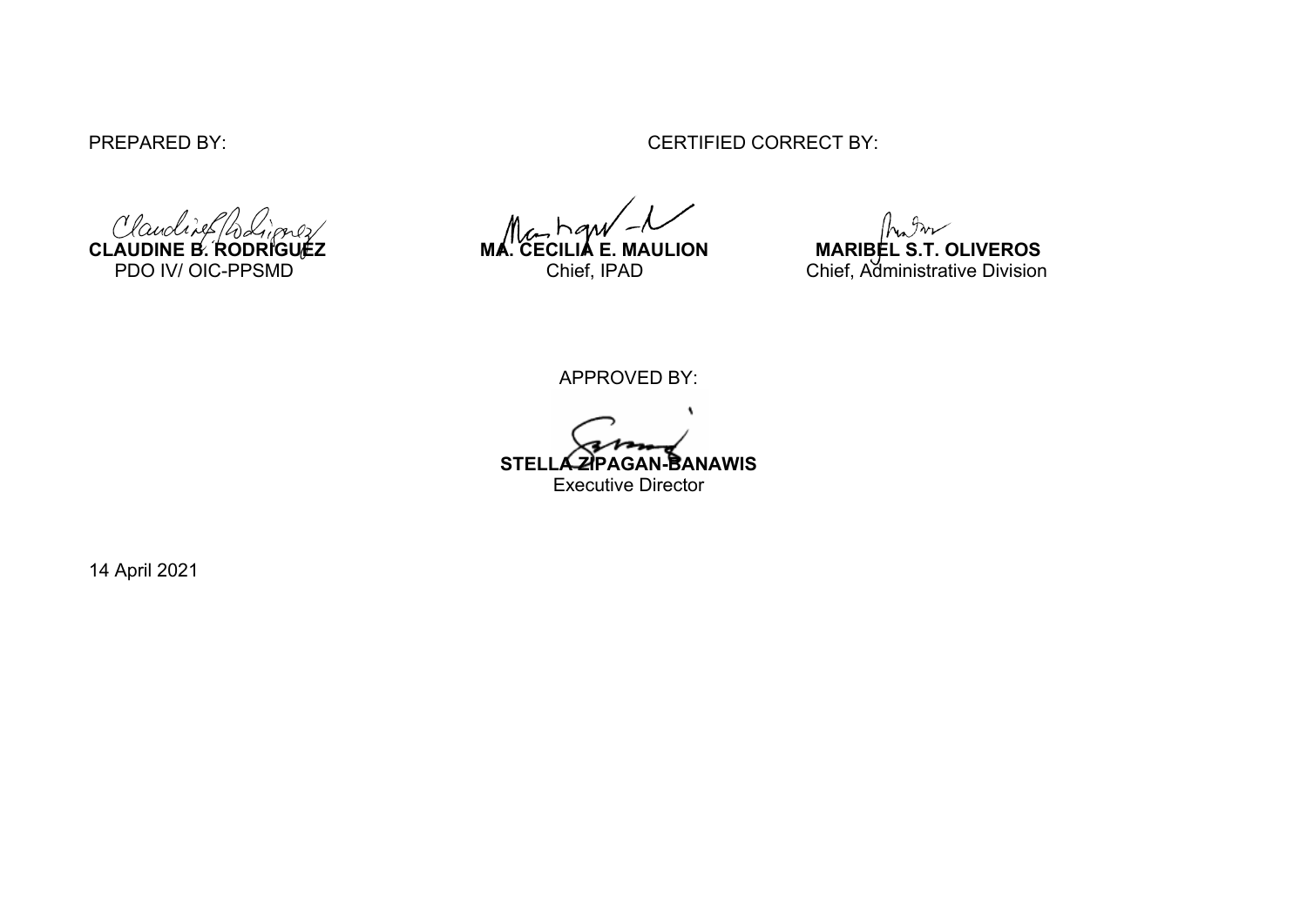PREPARED BY:

**CLAUDINE B. RODRIGUEZ**
PDO IV/ OIC-PPSMD

CERTIFIED CORRECT BY:

**MA. CECILIA E. MAULION**
Chief, IPAD

**MARIBEL S.T. OLIVEROS**
Chief, Administrative Division

APPROVED BY:

**STELLA ZIPAGAN-BANAWIS**
Executive Director

14 April 2021